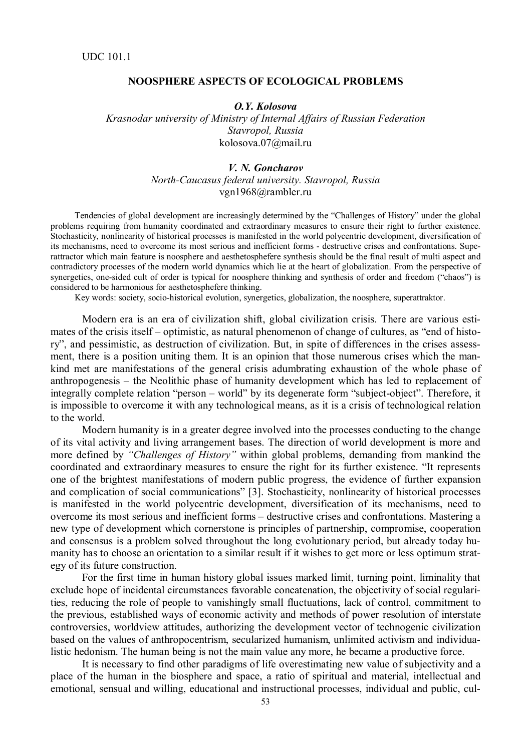UDC 101.1

# NOOSPHERE ASPECTS OF ECOLOGICAL PROBLEMS

***O.Y. Kolosova***

*Krasnodar university of Ministry of Internal Affairs of Russian Federation*
*Stavropol, Russia*
kolosova.07@mail.ru

***V. N. Goncharov***

*North-Caucasus federal university. Stavropol, Russia*
vgn1968@rambler.ru

Tendencies of global development are increasingly determined by the "Challenges of History" under the global problems requiring from humanity coordinated and extraordinary measures to ensure their right to further existence. Stochasticity, nonlinearity of historical processes is manifested in the world polycentric development, diversification of its mechanisms, need to overcome its most serious and inefficient forms - destructive crises and confrontations. Superattractor which main feature is noosphere and aesthetosphefere synthesis should be the final result of multi aspect and contradictory processes of the modern world dynamics which lie at the heart of globalization. From the perspective of synergetics, one-sided cult of order is typical for noosphere thinking and synthesis of order and freedom ("chaos") is considered to be harmonious for aesthetosphefere thinking.

Key words: society, socio-historical evolution, synergetics, globalization, the noosphere, superattraktor.

Modern era is an era of civilization shift, global civilization crisis. There are various estimates of the crisis itself – optimistic, as natural phenomenon of change of cultures, as "end of history", and pessimistic, as destruction of civilization. But, in spite of differences in the crises assessment, there is a position uniting them. It is an opinion that those numerous crises which the mankind met are manifestations of the general crisis adumbrating exhaustion of the whole phase of anthropogenesis – the Neolithic phase of humanity development which has led to replacement of integrally complete relation "person – world" by its degenerate form "subject-object". Therefore, it is impossible to overcome it with any technological means, as it is a crisis of technological relation to the world.

Modern humanity is in a greater degree involved into the processes conducting to the change of its vital activity and living arrangement bases. The direction of world development is more and more defined by *"Challenges of History"* within global problems, demanding from mankind the coordinated and extraordinary measures to ensure the right for its further existence. "It represents one of the brightest manifestations of modern public progress, the evidence of further expansion and complication of social communications" [3]. Stochasticity, nonlinearity of historical processes is manifested in the world polycentric development, diversification of its mechanisms, need to overcome its most serious and inefficient forms – destructive crises and confrontations. Mastering a new type of development which cornerstone is principles of partnership, compromise, cooperation and consensus is a problem solved throughout the long evolutionary period, but already today humanity has to choose an orientation to a similar result if it wishes to get more or less optimum strategy of its future construction.

For the first time in human history global issues marked limit, turning point, liminality that exclude hope of incidental circumstances favorable concatenation, the objectivity of social regularities, reducing the role of people to vanishingly small fluctuations, lack of control, commitment to the previous, established ways of economic activity and methods of power resolution of interstate controversies, worldview attitudes, authorizing the development vector of technogenic civilization based on the values of anthropocentrism, secularized humanism, unlimited activism and individualistic hedonism. The human being is not the main value any more, he became a productive force.

It is necessary to find other paradigms of life overestimating new value of subjectivity and a place of the human in the biosphere and space, a ratio of spiritual and material, intellectual and emotional, sensual and willing, educational and instructional processes, individual and public, cul-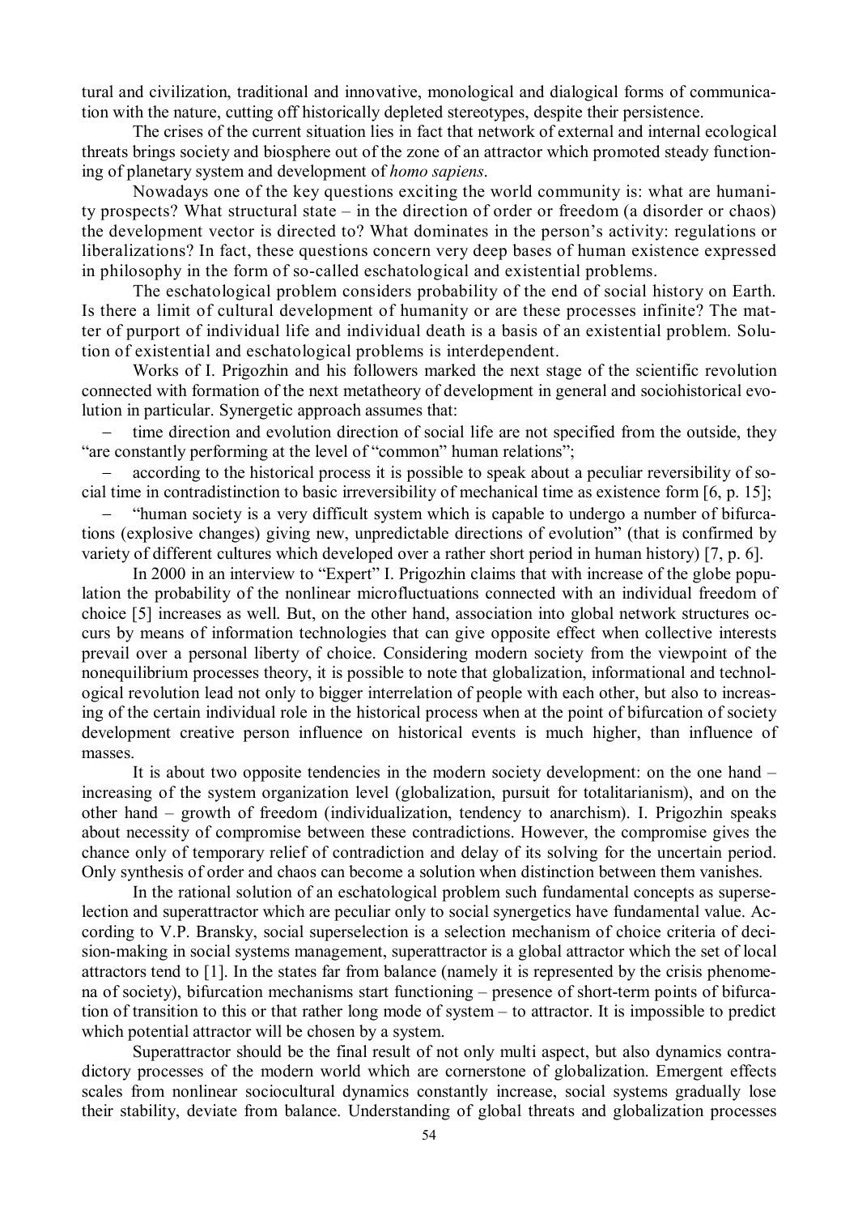tural and civilization, traditional and innovative, monological and dialogical forms of communication with the nature, cutting off historically depleted stereotypes, despite their persistence.

The crises of the current situation lies in fact that network of external and internal ecological threats brings society and biosphere out of the zone of an attractor which promoted steady functioning of planetary system and development of *homo sapiens*.

Nowadays one of the key questions exciting the world community is: what are humanity prospects? What structural state – in the direction of order or freedom (a disorder or chaos) the development vector is directed to? What dominates in the person's activity: regulations or liberalizations? In fact, these questions concern very deep bases of human existence expressed in philosophy in the form of so-called eschatological and existential problems.

The eschatological problem considers probability of the end of social history on Earth. Is there a limit of cultural development of humanity or are these processes infinite? The matter of purport of individual life and individual death is a basis of an existential problem. Solution of existential and eschatological problems is interdependent.

Works of I. Prigozhin and his followers marked the next stage of the scientific revolution connected with formation of the next metatheory of development in general and sociohistorical evolution in particular. Synergetic approach assumes that:

- time direction and evolution direction of social life are not specified from the outside, they "are constantly performing at the level of "common" human relations";
- according to the historical process it is possible to speak about a peculiar reversibility of social time in contradistinction to basic irreversibility of mechanical time as existence form [6, p. 15];
- "human society is a very difficult system which is capable to undergo a number of bifurcations (explosive changes) giving new, unpredictable directions of evolution" (that is confirmed by variety of different cultures which developed over a rather short period in human history) [7, p. 6].

In 2000 in an interview to "Expert" I. Prigozhin claims that with increase of the globe population the probability of the nonlinear microfluctuations connected with an individual freedom of choice [5] increases as well. But, on the other hand, association into global network structures occurs by means of information technologies that can give opposite effect when collective interests prevail over a personal liberty of choice. Considering modern society from the viewpoint of the nonequilibrium processes theory, it is possible to note that globalization, informational and technological revolution lead not only to bigger interrelation of people with each other, but also to increasing of the certain individual role in the historical process when at the point of bifurcation of society development creative person influence on historical events is much higher, than influence of masses.

It is about two opposite tendencies in the modern society development: on the one hand – increasing of the system organization level (globalization, pursuit for totalitarianism), and on the other hand – growth of freedom (individualization, tendency to anarchism). I. Prigozhin speaks about necessity of compromise between these contradictions. However, the compromise gives the chance only of temporary relief of contradiction and delay of its solving for the uncertain period. Only synthesis of order and chaos can become a solution when distinction between them vanishes.

In the rational solution of an eschatological problem such fundamental concepts as superselection and superattractor which are peculiar only to social synergetics have fundamental value. According to V.P. Bransky, social superselection is a selection mechanism of choice criteria of decision-making in social systems management, superattractor is a global attractor which the set of local attractors tend to [1]. In the states far from balance (namely it is represented by the crisis phenomena of society), bifurcation mechanisms start functioning – presence of short-term points of bifurcation of transition to this or that rather long mode of system – to attractor. It is impossible to predict which potential attractor will be chosen by a system.

Superattractor should be the final result of not only multi aspect, but also dynamics contradictory processes of the modern world which are cornerstone of globalization. Emergent effects scales from nonlinear sociocultural dynamics constantly increase, social systems gradually lose their stability, deviate from balance. Understanding of global threats and globalization processes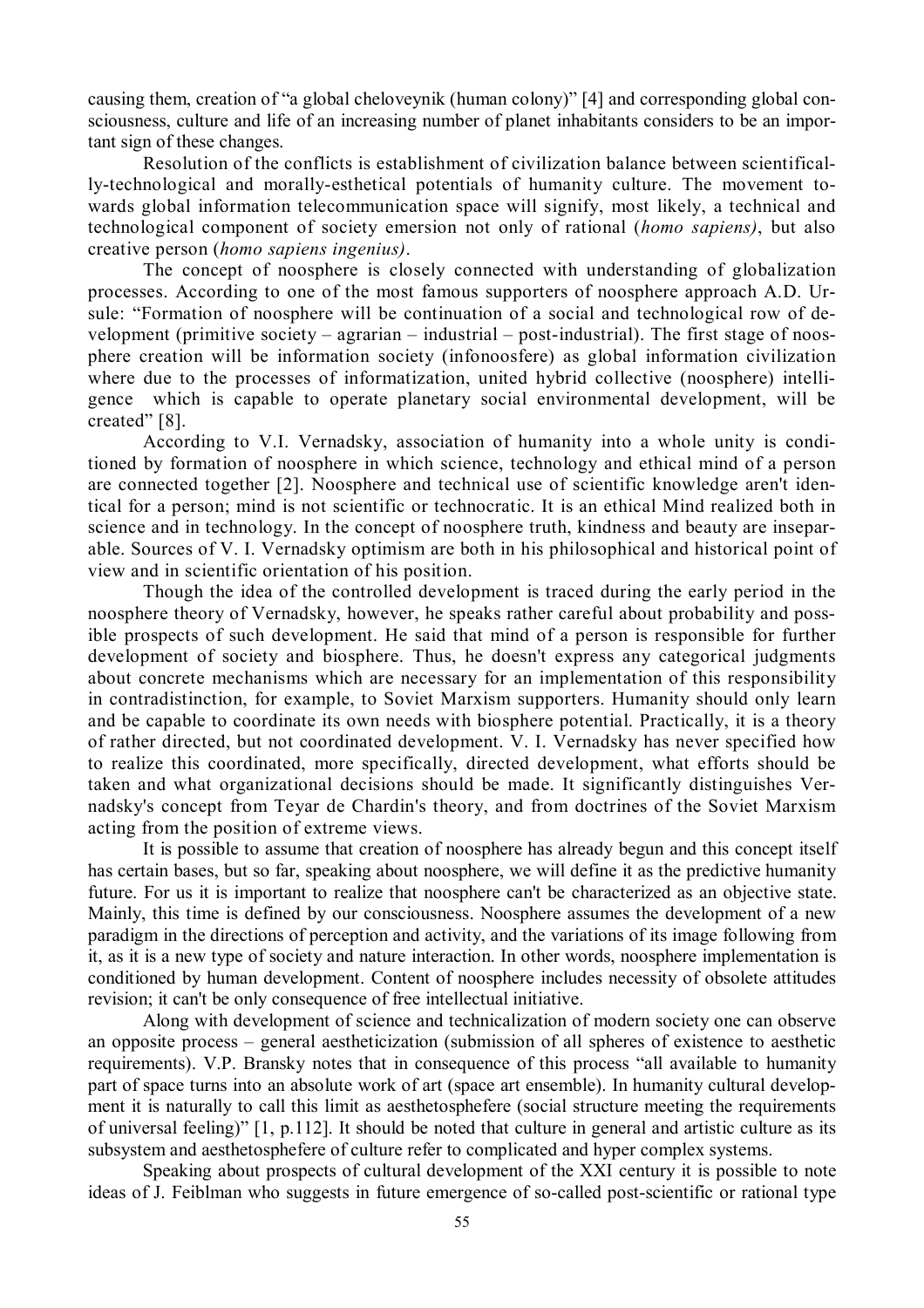causing them, creation of “a global cheloveynik (human colony)” [4] and corresponding global consciousness, culture and life of an increasing number of planet inhabitants considers to be an important sign of these changes.

Resolution of the conflicts is establishment of civilization balance between scientifically-technological and morally-esthetical potentials of humanity culture. The movement towards global information telecommunication space will signify, most likely, a technical and technological component of society emersion not only of rational (*homo sapiens)*, but also creative person (*homo sapiens ingenius)*.

The concept of noosphere is closely connected with understanding of globalization processes. According to one of the most famous supporters of noosphere approach A.D. Ursule: “Formation of noosphere will be continuation of a social and technological row of development (primitive society – agrarian – industrial – post-industrial). The first stage of noosphere creation will be information society (infonoosfere) as global information civilization where due to the processes of informatization, united hybrid collective (noosphere) intelligence which is capable to operate planetary social environmental development, will be created” [8].

According to V.I. Vernadsky, association of humanity into a whole unity is conditioned by formation of noosphere in which science, technology and ethical mind of a person are connected together [2]. Noosphere and technical use of scientific knowledge aren't identical for a person; mind is not scientific or technocratic. It is an ethical Mind realized both in science and in technology. In the concept of noosphere truth, kindness and beauty are inseparable. Sources of V. I. Vernadsky optimism are both in his philosophical and historical point of view and in scientific orientation of his position.

Though the idea of the controlled development is traced during the early period in the noosphere theory of Vernadsky, however, he speaks rather careful about probability and possible prospects of such development. He said that mind of a person is responsible for further development of society and biosphere. Thus, he doesn't express any categorical judgments about concrete mechanisms which are necessary for an implementation of this responsibility in contradistinction, for example, to Soviet Marxism supporters. Humanity should only learn and be capable to coordinate its own needs with biosphere potential. Practically, it is a theory of rather directed, but not coordinated development. V. I. Vernadsky has never specified how to realize this coordinated, more specifically, directed development, what efforts should be taken and what organizational decisions should be made. It significantly distinguishes Vernadsky's concept from Teyar de Chardin's theory, and from doctrines of the Soviet Marxism acting from the position of extreme views.

It is possible to assume that creation of noosphere has already begun and this concept itself has certain bases, but so far, speaking about noosphere, we will define it as the predictive humanity future. For us it is important to realize that noosphere can't be characterized as an objective state. Mainly, this time is defined by our consciousness. Noosphere assumes the development of a new paradigm in the directions of perception and activity, and the variations of its image following from it, as it is a new type of society and nature interaction. In other words, noosphere implementation is conditioned by human development. Content of noosphere includes necessity of obsolete attitudes revision; it can't be only consequence of free intellectual initiative.

Along with development of science and technicalization of modern society one can observe an opposite process – general aestheticization (submission of all spheres of existence to aesthetic requirements). V.P. Bransky notes that in consequence of this process “all available to humanity part of space turns into an absolute work of art (space art ensemble). In humanity cultural development it is naturally to call this limit as aesthetosphefere (social structure meeting the requirements of universal feeling)” [1, p.112]. It should be noted that culture in general and artistic culture as its subsystem and aesthetosphefere of culture refer to complicated and hyper complex systems.

Speaking about prospects of cultural development of the XXI century it is possible to note ideas of J. Feiblman who suggests in future emergence of so-called post-scientific or rational type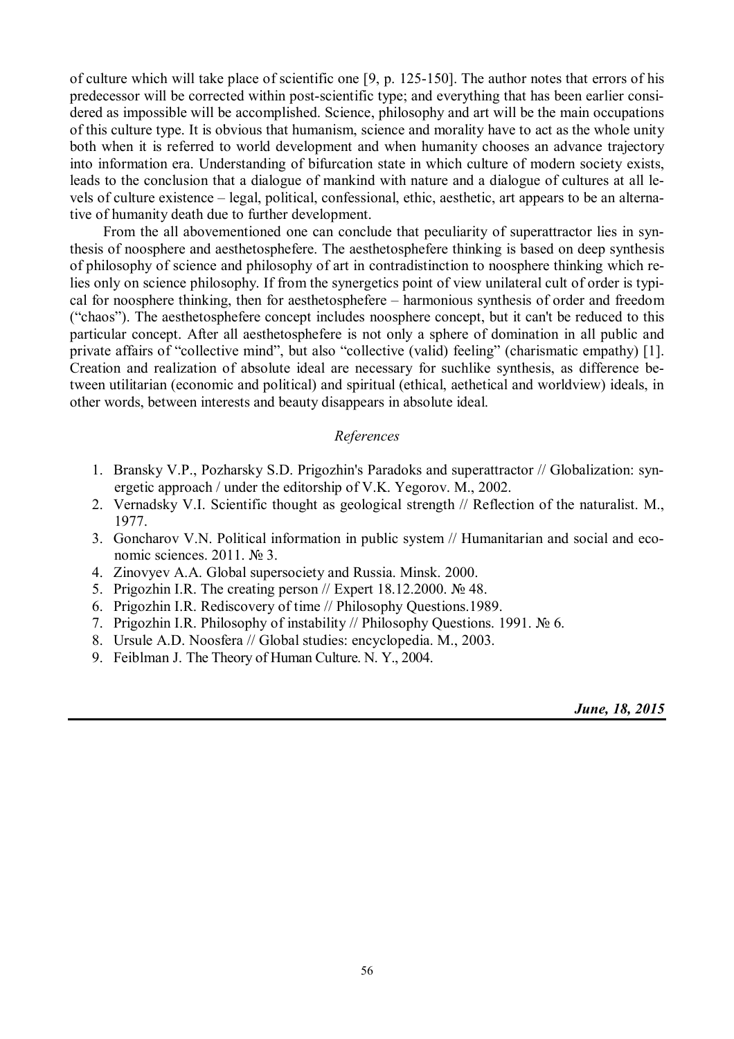of culture which will take place of scientific one [9, p. 125-150]. The author notes that errors of his predecessor will be corrected within post-scientific type; and everything that has been earlier considered as impossible will be accomplished. Science, philosophy and art will be the main occupations of this culture type. It is obvious that humanism, science and morality have to act as the whole unity both when it is referred to world development and when humanity chooses an advance trajectory into information era. Understanding of bifurcation state in which culture of modern society exists, leads to the conclusion that a dialogue of mankind with nature and a dialogue of cultures at all levels of culture existence – legal, political, confessional, ethic, aesthetic, art appears to be an alternative of humanity death due to further development.

From the all abovementioned one can conclude that peculiarity of superattractor lies in synthesis of noosphere and aesthetosphefere. The aesthetosphefere thinking is based on deep synthesis of philosophy of science and philosophy of art in contradistinction to noosphere thinking which relies only on science philosophy. If from the synergetics point of view unilateral cult of order is typical for noosphere thinking, then for aesthetosphefere – harmonious synthesis of order and freedom ("chaos"). The aesthetosphefere concept includes noosphere concept, but it can't be reduced to this particular concept. After all aesthetosphefere is not only a sphere of domination in all public and private affairs of "collective mind", but also "collective (valid) feeling" (charismatic empathy) [1]. Creation and realization of absolute ideal are necessary for suchlike synthesis, as difference between utilitarian (economic and political) and spiritual (ethical, aethetical and worldview) ideals, in other words, between interests and beauty disappears in absolute ideal.

*References*

1. Bransky V.P., Pozharsky S.D. Prigozhin's Paradoks and superattractor // Globalization: synergetic approach / under the editorship of V.K. Yegorov. M., 2002.
2. Vernadsky V.I. Scientific thought as geological strength // Reflection of the naturalist. M., 1977.
3. Goncharov V.N. Political information in public system // Humanitarian and social and economic sciences. 2011. № 3.
4. Zinovyev A.A. Global supersociety and Russia. Minsk. 2000.
5. Prigozhin I.R. The creating person // Expert 18.12.2000. № 48.
6. Prigozhin I.R. Rediscovery of time // Philosophy Questions.1989.
7. Prigozhin I.R. Philosophy of instability // Philosophy Questions. 1991. № 6.
8. Ursule A.D. Noosfera // Global studies: encyclopedia. M., 2003.
9. Feiblman J. The Theory of Human Culture. N. Y., 2004.

***June, 18, 2015***